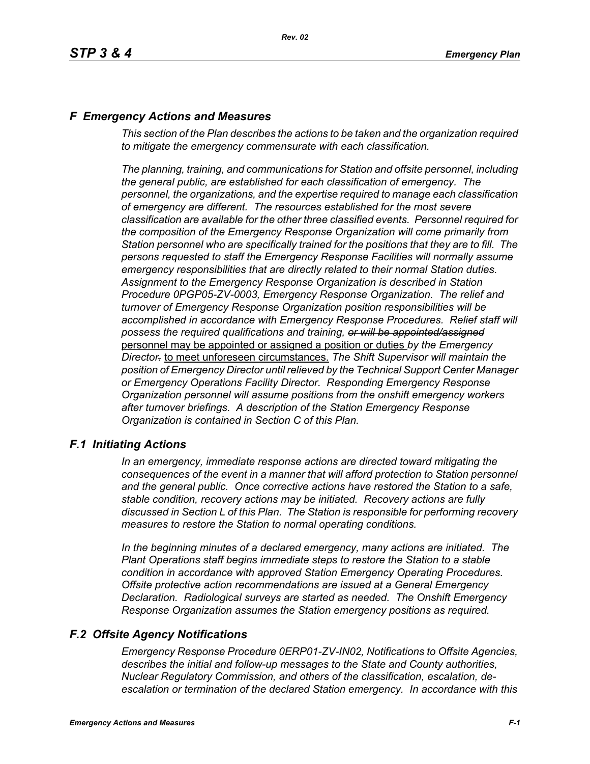# *F Emergency Actions and Measures*

*This section of the Plan describes the actions to be taken and the organization required to mitigate the emergency commensurate with each classification.*

*The planning, training, and communications for Station and offsite personnel, including the general public, are established for each classification of emergency. The personnel, the organizations, and the expertise required to manage each classification of emergency are different. The resources established for the most severe classification are available for the other three classified events. Personnel required for the composition of the Emergency Response Organization will come primarily from Station personnel who are specifically trained for the positions that they are to fill. The persons requested to staff the Emergency Response Facilities will normally assume emergency responsibilities that are directly related to their normal Station duties. Assignment to the Emergency Response Organization is described in Station Procedure 0PGP05-ZV-0003, Emergency Response Organization. The relief and turnover of Emergency Response Organization position responsibilities will be accomplished in accordance with Emergency Response Procedures. Relief staff will possess the required qualifications and training,* ~~*or will be appointed/assigned*~~ personnel may be appointed or assigned a position or duties *by the Emergency Director*~~.~~ to meet unforeseen circumstances. *The Shift Supervisor will maintain the position of Emergency Director until relieved by the Technical Support Center Manager or Emergency Operations Facility Director. Responding Emergency Response Organization personnel will assume positions from the onshift emergency workers after turnover briefings. A description of the Station Emergency Response Organization is contained in Section C of this Plan.*

## *F.1 Initiating Actions*

*In an emergency, immediate response actions are directed toward mitigating the consequences of the event in a manner that will afford protection to Station personnel and the general public. Once corrective actions have restored the Station to a safe, stable condition, recovery actions may be initiated. Recovery actions are fully discussed in Section L of this Plan. The Station is responsible for performing recovery measures to restore the Station to normal operating conditions.*

*In the beginning minutes of a declared emergency, many actions are initiated. The Plant Operations staff begins immediate steps to restore the Station to a stable condition in accordance with approved Station Emergency Operating Procedures. Offsite protective action recommendations are issued at a General Emergency Declaration. Radiological surveys are started as needed. The Onshift Emergency Response Organization assumes the Station emergency positions as required.*

## *F.2 Offsite Agency Notifications*

*Emergency Response Procedure 0ERP01-ZV-IN02, Notifications to Offsite Agencies, describes the initial and follow-up messages to the State and County authorities, Nuclear Regulatory Commission, and others of the classification, escalation, de-escalation or termination of the declared Station emergency. In accordance with this*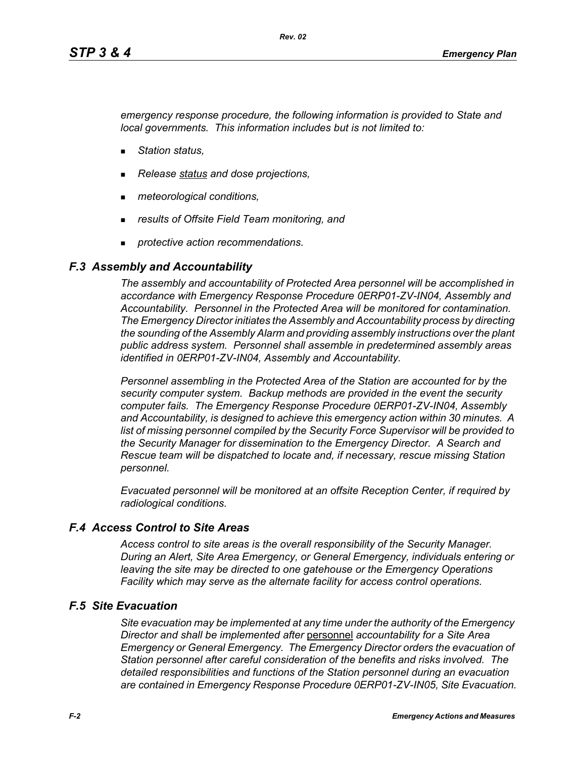*emergency response procedure, the following information is provided to State and local governments. This information includes but is not limited to:*

- *Station status,*
- *Release status and dose projections,*
- *meteorological conditions,*
- *results of Offsite Field Team monitoring, and*
- *protective action recommendations.*

## *F.3 Assembly and Accountability*

*The assembly and accountability of Protected Area personnel will be accomplished in accordance with Emergency Response Procedure 0ERP01-ZV-IN04, Assembly and Accountability. Personnel in the Protected Area will be monitored for contamination. The Emergency Director initiates the Assembly and Accountability process by directing the sounding of the Assembly Alarm and providing assembly instructions over the plant public address system. Personnel shall assemble in predetermined assembly areas identified in 0ERP01-ZV-IN04, Assembly and Accountability.*

*Personnel assembling in the Protected Area of the Station are accounted for by the security computer system. Backup methods are provided in the event the security computer fails. The Emergency Response Procedure 0ERP01-ZV-IN04, Assembly and Accountability, is designed to achieve this emergency action within 30 minutes. A list of missing personnel compiled by the Security Force Supervisor will be provided to the Security Manager for dissemination to the Emergency Director. A Search and Rescue team will be dispatched to locate and, if necessary, rescue missing Station personnel.*

*Evacuated personnel will be monitored at an offsite Reception Center, if required by radiological conditions.*

## *F.4 Access Control to Site Areas*

*Access control to site areas is the overall responsibility of the Security Manager. During an Alert, Site Area Emergency, or General Emergency, individuals entering or leaving the site may be directed to one gatehouse or the Emergency Operations Facility which may serve as the alternate facility for access control operations.*

## *F.5 Site Evacuation*

*Site evacuation may be implemented at any time under the authority of the Emergency Director and shall be implemented after personnel accountability for a Site Area Emergency or General Emergency. The Emergency Director orders the evacuation of Station personnel after careful consideration of the benefits and risks involved. The detailed responsibilities and functions of the Station personnel during an evacuation are contained in Emergency Response Procedure 0ERP01-ZV-IN05, Site Evacuation.*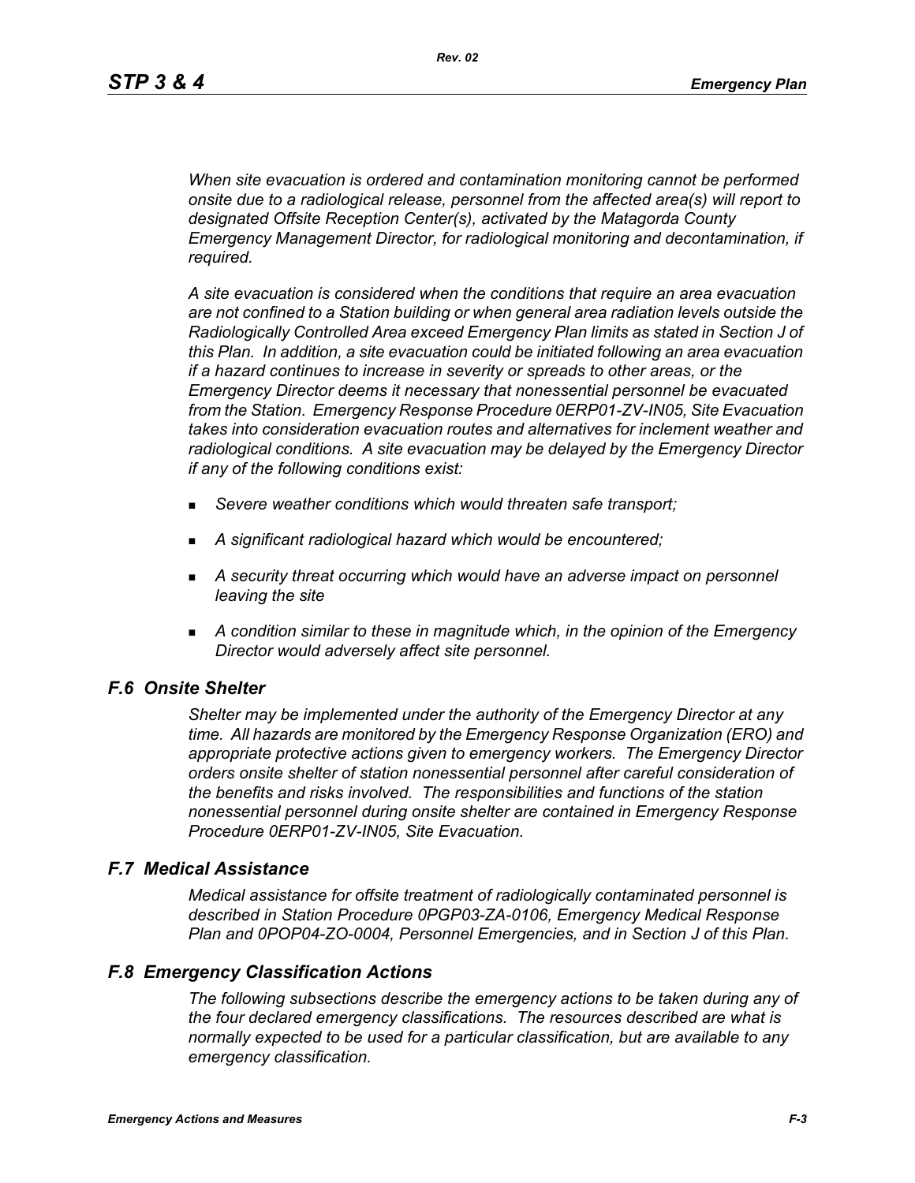*When site evacuation is ordered and contamination monitoring cannot be performed onsite due to a radiological release, personnel from the affected area(s) will report to designated Offsite Reception Center(s), activated by the Matagorda County Emergency Management Director, for radiological monitoring and decontamination, if required.*

*A site evacuation is considered when the conditions that require an area evacuation are not confined to a Station building or when general area radiation levels outside the Radiologically Controlled Area exceed Emergency Plan limits as stated in Section J of this Plan. In addition, a site evacuation could be initiated following an area evacuation if a hazard continues to increase in severity or spreads to other areas, or the Emergency Director deems it necessary that nonessential personnel be evacuated from the Station. Emergency Response Procedure 0ERP01-ZV-IN05, Site Evacuation takes into consideration evacuation routes and alternatives for inclement weather and radiological conditions. A site evacuation may be delayed by the Emergency Director if any of the following conditions exist:*

- *Severe weather conditions which would threaten safe transport;*
- *A significant radiological hazard which would be encountered;*
- *A security threat occurring which would have an adverse impact on personnel leaving the site*
- *A condition similar to these in magnitude which, in the opinion of the Emergency Director would adversely affect site personnel.*

## *F.6 Onsite Shelter*

*Shelter may be implemented under the authority of the Emergency Director at any time. All hazards are monitored by the Emergency Response Organization (ERO) and appropriate protective actions given to emergency workers. The Emergency Director orders onsite shelter of station nonessential personnel after careful consideration of the benefits and risks involved. The responsibilities and functions of the station nonessential personnel during onsite shelter are contained in Emergency Response Procedure 0ERP01-ZV-IN05, Site Evacuation.*

## *F.7 Medical Assistance*

*Medical assistance for offsite treatment of radiologically contaminated personnel is described in Station Procedure 0PGP03-ZA-0106, Emergency Medical Response Plan and 0POP04-ZO-0004, Personnel Emergencies, and in Section J of this Plan.*

## *F.8 Emergency Classification Actions*

*The following subsections describe the emergency actions to be taken during any of the four declared emergency classifications. The resources described are what is normally expected to be used for a particular classification, but are available to any emergency classification.*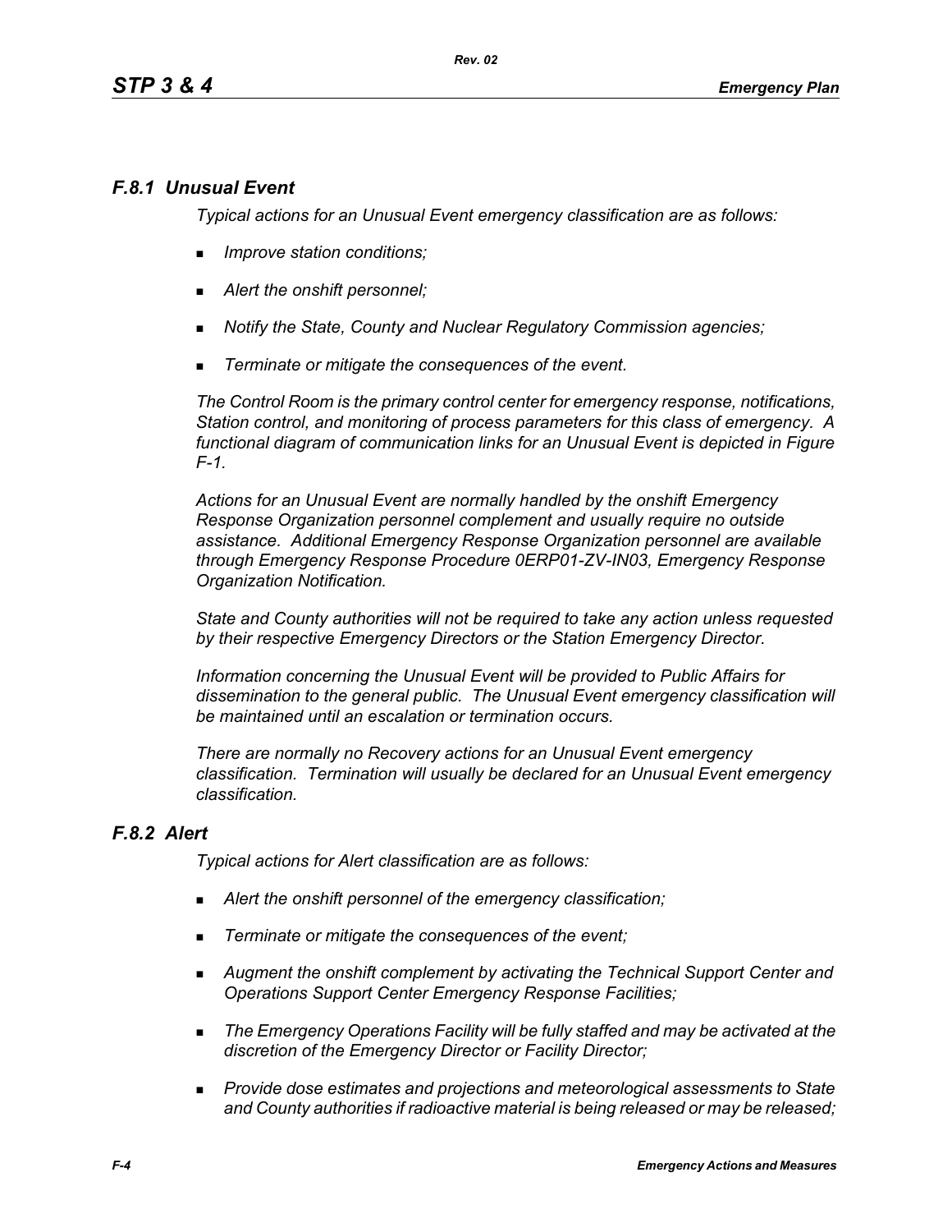## *F.8.1 Unusual Event*

*Typical actions for an Unusual Event emergency classification are as follows:*

- *Improve station conditions;*
- *Alert the onshift personnel;*
- *Notify the State, County and Nuclear Regulatory Commission agencies;*
- *Terminate or mitigate the consequences of the event.*

*The Control Room is the primary control center for emergency response, notifications, Station control, and monitoring of process parameters for this class of emergency. A functional diagram of communication links for an Unusual Event is depicted in Figure F-1.*

*Actions for an Unusual Event are normally handled by the onshift Emergency Response Organization personnel complement and usually require no outside assistance. Additional Emergency Response Organization personnel are available through Emergency Response Procedure 0ERP01-ZV-IN03, Emergency Response Organization Notification.*

*State and County authorities will not be required to take any action unless requested by their respective Emergency Directors or the Station Emergency Director.*

*Information concerning the Unusual Event will be provided to Public Affairs for dissemination to the general public. The Unusual Event emergency classification will be maintained until an escalation or termination occurs.*

*There are normally no Recovery actions for an Unusual Event emergency classification. Termination will usually be declared for an Unusual Event emergency classification.*

## *F.8.2 Alert*

*Typical actions for Alert classification are as follows:*

- *Alert the onshift personnel of the emergency classification;*
- *Terminate or mitigate the consequences of the event;*
- *Augment the onshift complement by activating the Technical Support Center and Operations Support Center Emergency Response Facilities;*
- *The Emergency Operations Facility will be fully staffed and may be activated at the discretion of the Emergency Director or Facility Director;*
- *Provide dose estimates and projections and meteorological assessments to State and County authorities if radioactive material is being released or may be released;*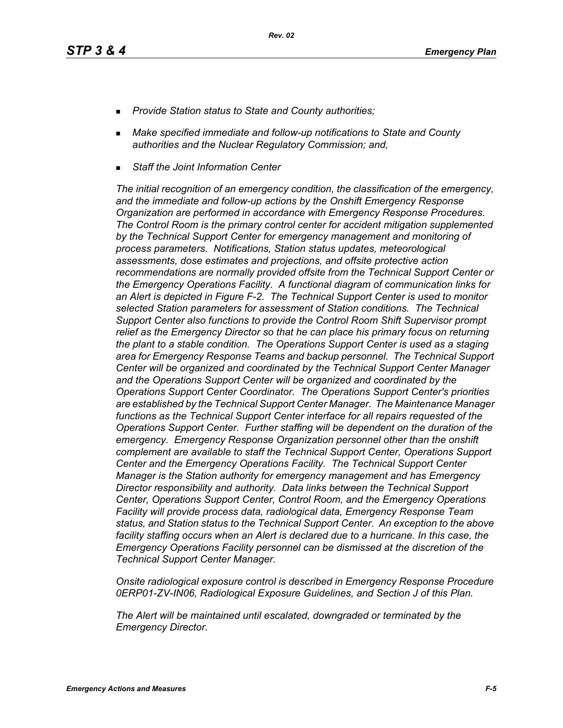- *Provide Station status to State and County authorities;*
- *Make specified immediate and follow-up notifications to State and County authorities and the Nuclear Regulatory Commission; and,*
- *Staff the Joint Information Center*

*The initial recognition of an emergency condition, the classification of the emergency, and the immediate and follow-up actions by the Onshift Emergency Response Organization are performed in accordance with Emergency Response Procedures. The Control Room is the primary control center for accident mitigation supplemented by the Technical Support Center for emergency management and monitoring of process parameters. Notifications, Station status updates, meteorological assessments, dose estimates and projections, and offsite protective action recommendations are normally provided offsite from the Technical Support Center or the Emergency Operations Facility. A functional diagram of communication links for an Alert is depicted in Figure F-2. The Technical Support Center is used to monitor selected Station parameters for assessment of Station conditions. The Technical Support Center also functions to provide the Control Room Shift Supervisor prompt relief as the Emergency Director so that he can place his primary focus on returning the plant to a stable condition. The Operations Support Center is used as a staging area for Emergency Response Teams and backup personnel. The Technical Support Center will be organized and coordinated by the Technical Support Center Manager and the Operations Support Center will be organized and coordinated by the Operations Support Center Coordinator. The Operations Support Center's priorities are established by the Technical Support Center Manager. The Maintenance Manager functions as the Technical Support Center interface for all repairs requested of the Operations Support Center. Further staffing will be dependent on the duration of the emergency. Emergency Response Organization personnel other than the onshift complement are available to staff the Technical Support Center, Operations Support Center and the Emergency Operations Facility. The Technical Support Center Manager is the Station authority for emergency management and has Emergency Director responsibility and authority. Data links between the Technical Support Center, Operations Support Center, Control Room, and the Emergency Operations Facility will provide process data, radiological data, Emergency Response Team status, and Station status to the Technical Support Center. An exception to the above facility staffing occurs when an Alert is declared due to a hurricane. In this case, the Emergency Operations Facility personnel can be dismissed at the discretion of the Technical Support Center Manager.*

*Onsite radiological exposure control is described in Emergency Response Procedure 0ERP01-ZV-IN06, Radiological Exposure Guidelines, and Section J of this Plan.*

*The Alert will be maintained until escalated, downgraded or terminated by the Emergency Director.*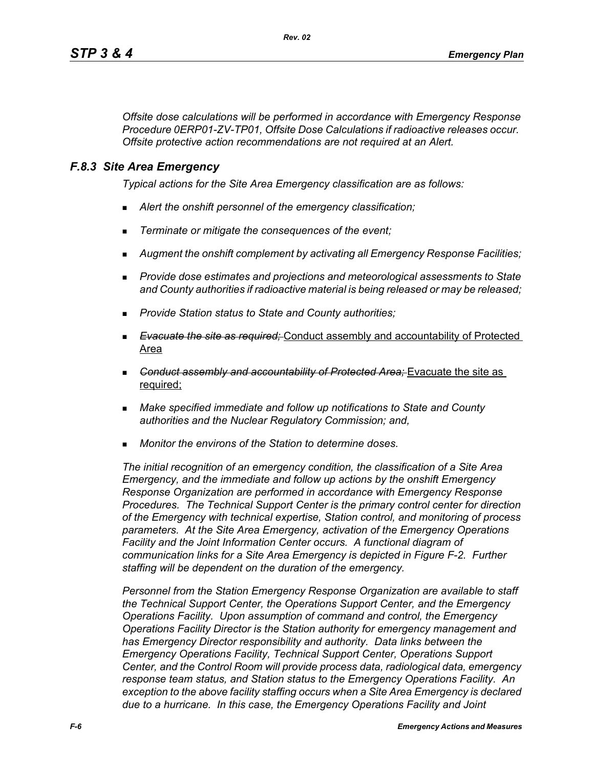*Offsite dose calculations will be performed in accordance with Emergency Response Procedure 0ERP01-ZV-TP01, Offsite Dose Calculations if radioactive releases occur. Offsite protective action recommendations are not required at an Alert.*

### *F.8.3 Site Area Emergency*

*Typical actions for the Site Area Emergency classification are as follows:*

- *Alert the onshift personnel of the emergency classification;*
- *Terminate or mitigate the consequences of the event;*
- *Augment the onshift complement by activating all Emergency Response Facilities;*
- *Provide dose estimates and projections and meteorological assessments to State and County authorities if radioactive material is being released or may be released;*
- *Provide Station status to State and County authorities;*
- ~~*Evacuate the site as required;*~~ <u>Conduct assembly and accountability of Protected Area</u>
- ~~*Conduct assembly and accountability of Protected Area;*~~ <u>Evacuate the site as required;</u>
- *Make specified immediate and follow up notifications to State and County authorities and the Nuclear Regulatory Commission; and,*
- *Monitor the environs of the Station to determine doses.*

*The initial recognition of an emergency condition, the classification of a Site Area Emergency, and the immediate and follow up actions by the onshift Emergency Response Organization are performed in accordance with Emergency Response Procedures. The Technical Support Center is the primary control center for direction of the Emergency with technical expertise, Station control, and monitoring of process parameters. At the Site Area Emergency, activation of the Emergency Operations Facility and the Joint Information Center occurs. A functional diagram of communication links for a Site Area Emergency is depicted in Figure F-2. Further staffing will be dependent on the duration of the emergency.*

*Personnel from the Station Emergency Response Organization are available to staff the Technical Support Center, the Operations Support Center, and the Emergency Operations Facility. Upon assumption of command and control, the Emergency Operations Facility Director is the Station authority for emergency management and has Emergency Director responsibility and authority. Data links between the Emergency Operations Facility, Technical Support Center, Operations Support Center, and the Control Room will provide process data, radiological data, emergency response team status, and Station status to the Emergency Operations Facility. An exception to the above facility staffing occurs when a Site Area Emergency is declared due to a hurricane. In this case, the Emergency Operations Facility and Joint*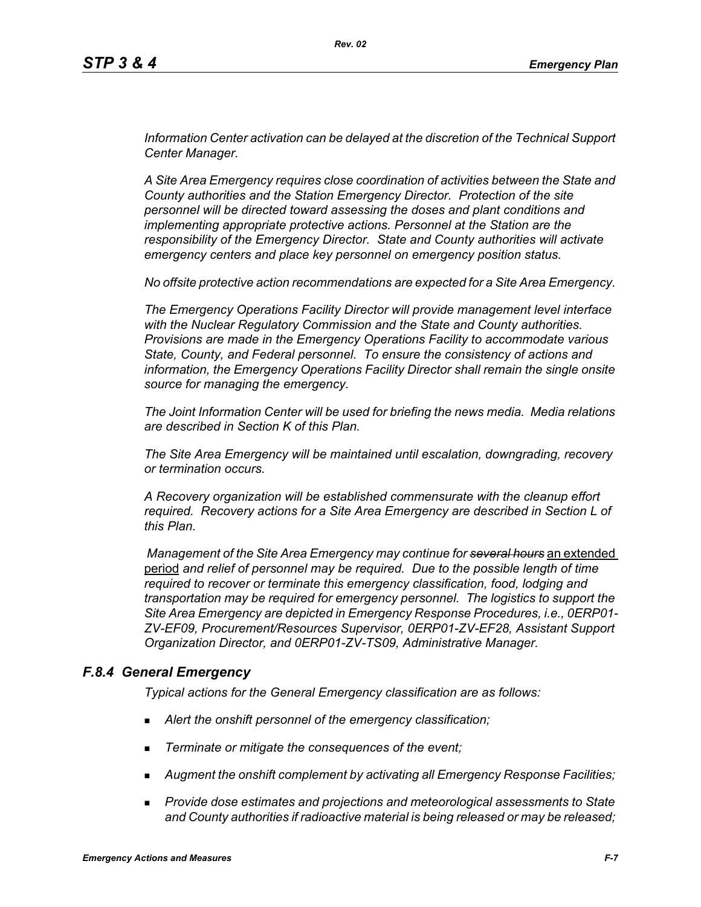*Information Center activation can be delayed at the discretion of the Technical Support Center Manager.*

*A Site Area Emergency requires close coordination of activities between the State and County authorities and the Station Emergency Director. Protection of the site personnel will be directed toward assessing the doses and plant conditions and implementing appropriate protective actions. Personnel at the Station are the responsibility of the Emergency Director. State and County authorities will activate emergency centers and place key personnel on emergency position status.*

*No offsite protective action recommendations are expected for a Site Area Emergency.*

*The Emergency Operations Facility Director will provide management level interface with the Nuclear Regulatory Commission and the State and County authorities. Provisions are made in the Emergency Operations Facility to accommodate various State, County, and Federal personnel. To ensure the consistency of actions and information, the Emergency Operations Facility Director shall remain the single onsite source for managing the emergency.*

*The Joint Information Center will be used for briefing the news media. Media relations are described in Section K of this Plan.*

*The Site Area Emergency will be maintained until escalation, downgrading, recovery or termination occurs.*

*A Recovery organization will be established commensurate with the cleanup effort required. Recovery actions for a Site Area Emergency are described in Section L of this Plan.*

*Management of the Site Area Emergency may continue for ~~several hours~~* <u>an extended period</u> *and relief of personnel may be required. Due to the possible length of time required to recover or terminate this emergency classification, food, lodging and transportation may be required for emergency personnel. The logistics to support the Site Area Emergency are depicted in Emergency Response Procedures, i.e., 0ERP01-ZV-EF09, Procurement/Resources Supervisor, 0ERP01-ZV-EF28, Assistant Support Organization Director, and 0ERP01-ZV-TS09, Administrative Manager.*

### *F.8.4 General Emergency*

*Typical actions for the General Emergency classification are as follows:*

- *Alert the onshift personnel of the emergency classification;*
- *Terminate or mitigate the consequences of the event;*
- *Augment the onshift complement by activating all Emergency Response Facilities;*
- *Provide dose estimates and projections and meteorological assessments to State and County authorities if radioactive material is being released or may be released;*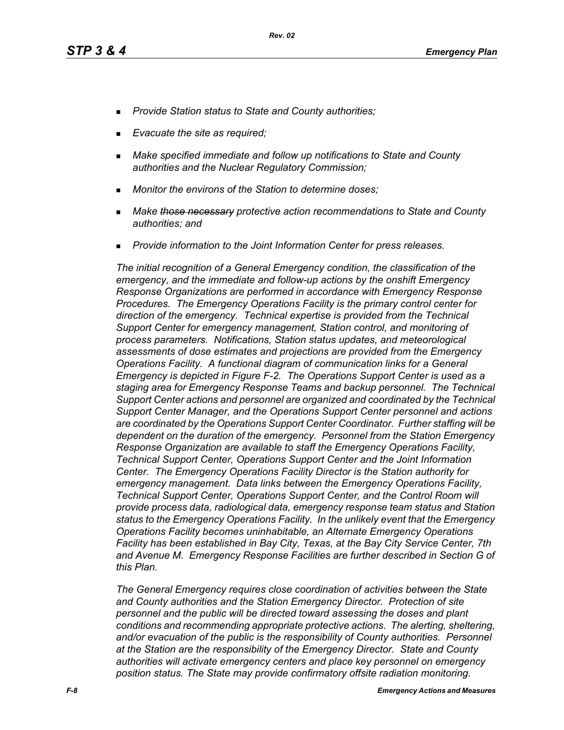- *Provide Station status to State and County authorities;*
- *Evacuate the site as required;*
- *Make specified immediate and follow up notifications to State and County authorities and the Nuclear Regulatory Commission;*
- *Monitor the environs of the Station to determine doses;*
- *Make ~~those necessary~~ protective action recommendations to State and County authorities; and*
- *Provide information to the Joint Information Center for press releases.*

*The initial recognition of a General Emergency condition, the classification of the emergency, and the immediate and follow-up actions by the onshift Emergency Response Organizations are performed in accordance with Emergency Response Procedures. The Emergency Operations Facility is the primary control center for direction of the emergency. Technical expertise is provided from the Technical Support Center for emergency management, Station control, and monitoring of process parameters. Notifications, Station status updates, and meteorological assessments of dose estimates and projections are provided from the Emergency Operations Facility. A functional diagram of communication links for a General Emergency is depicted in Figure F-2. The Operations Support Center is used as a staging area for Emergency Response Teams and backup personnel. The Technical Support Center actions and personnel are organized and coordinated by the Technical Support Center Manager, and the Operations Support Center personnel and actions are coordinated by the Operations Support Center Coordinator. Further staffing will be dependent on the duration of the emergency. Personnel from the Station Emergency Response Organization are available to staff the Emergency Operations Facility, Technical Support Center, Operations Support Center and the Joint Information Center. The Emergency Operations Facility Director is the Station authority for emergency management. Data links between the Emergency Operations Facility, Technical Support Center, Operations Support Center, and the Control Room will provide process data, radiological data, emergency response team status and Station status to the Emergency Operations Facility. In the unlikely event that the Emergency Operations Facility becomes uninhabitable, an Alternate Emergency Operations Facility has been established in Bay City, Texas, at the Bay City Service Center, 7th and Avenue M. Emergency Response Facilities are further described in Section G of this Plan.*

*The General Emergency requires close coordination of activities between the State and County authorities and the Station Emergency Director. Protection of site personnel and the public will be directed toward assessing the doses and plant conditions and recommending appropriate protective actions. The alerting, sheltering, and/or evacuation of the public is the responsibility of County authorities. Personnel at the Station are the responsibility of the Emergency Director. State and County authorities will activate emergency centers and place key personnel on emergency position status. The State may provide confirmatory offsite radiation monitoring.*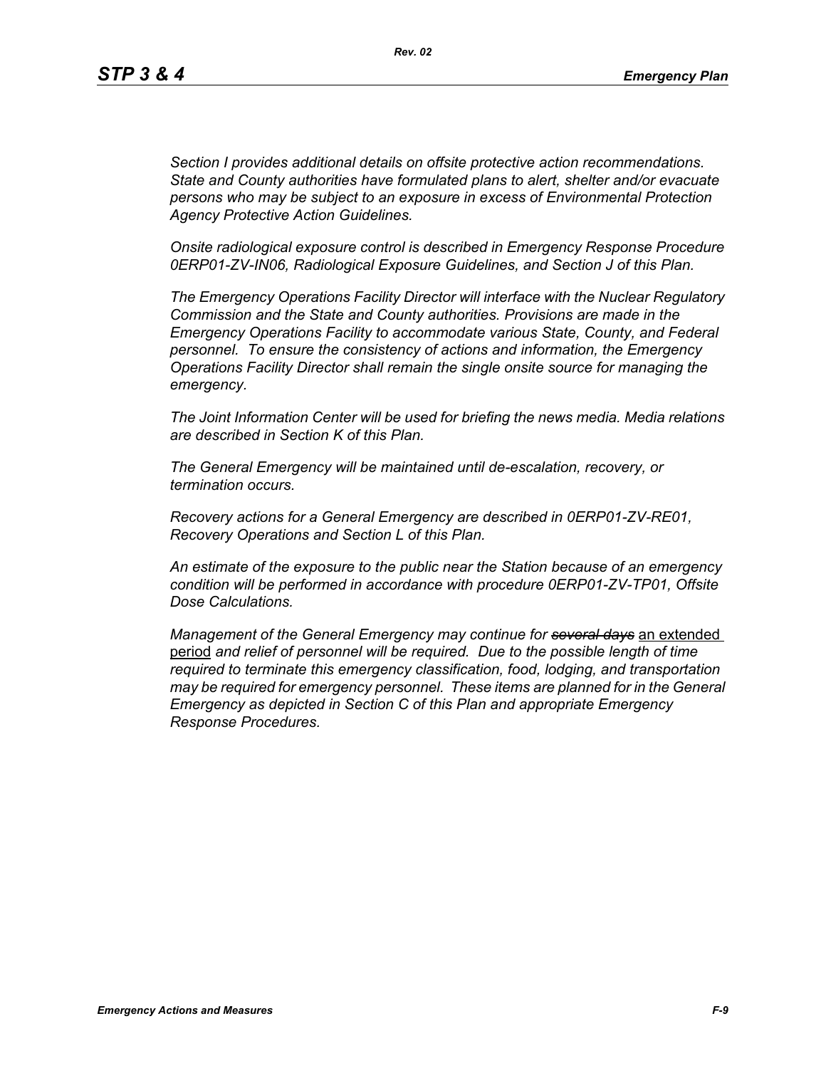*Section I provides additional details on offsite protective action recommendations. State and County authorities have formulated plans to alert, shelter and/or evacuate persons who may be subject to an exposure in excess of Environmental Protection Agency Protective Action Guidelines.*

*Onsite radiological exposure control is described in Emergency Response Procedure 0ERP01-ZV-IN06, Radiological Exposure Guidelines, and Section J of this Plan.*

*The Emergency Operations Facility Director will interface with the Nuclear Regulatory Commission and the State and County authorities. Provisions are made in the Emergency Operations Facility to accommodate various State, County, and Federal personnel. To ensure the consistency of actions and information, the Emergency Operations Facility Director shall remain the single onsite source for managing the emergency.*

*The Joint Information Center will be used for briefing the news media. Media relations are described in Section K of this Plan.*

*The General Emergency will be maintained until de-escalation, recovery, or termination occurs.*

*Recovery actions for a General Emergency are described in 0ERP01-ZV-RE01, Recovery Operations and Section L of this Plan.*

*An estimate of the exposure to the public near the Station because of an emergency condition will be performed in accordance with procedure 0ERP01-ZV-TP01, Offsite Dose Calculations.*

*Management of the General Emergency may continue for ~~several days~~* <u>an extended period</u> *and relief of personnel will be required. Due to the possible length of time required to terminate this emergency classification, food, lodging, and transportation may be required for emergency personnel. These items are planned for in the General Emergency as depicted in Section C of this Plan and appropriate Emergency Response Procedures.*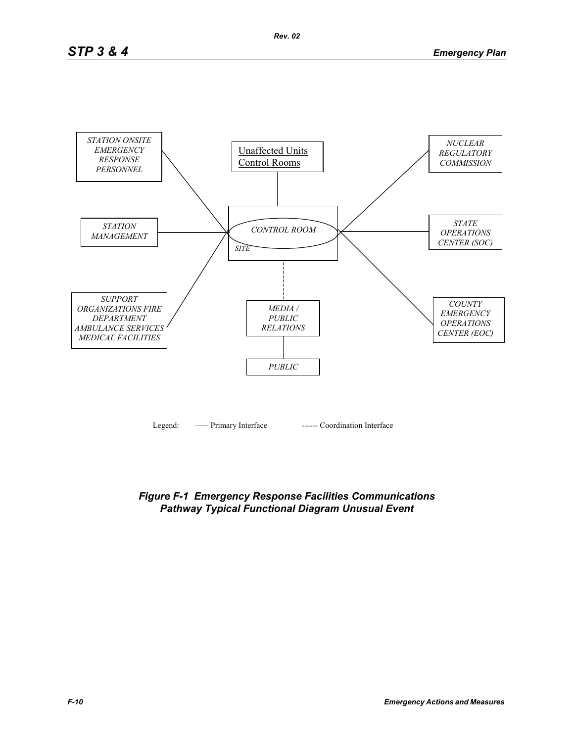STATION ONSITE EMERGENCY RESPONSE PERSONNEL

Unaffected Units Control Rooms

NUCLEAR REGULATORY COMMISSION

STATION MANAGEMENT

CONTROL ROOM

SITE

STATE OPERATIONS CENTER (SOC)

SUPPORT ORGANIZATIONS FIRE DEPARTMENT AMBULANCE SERVICES MEDICAL FACILITIES

MEDIA / PUBLIC RELATIONS

COUNTY EMERGENCY OPERATIONS CENTER (EOC)

PUBLIC

Legend: —— Primary Interface ------ Coordination Interface

***Figure F-1 Emergency Response Facilities Communications Pathway Typical Functional Diagram Unusual Event***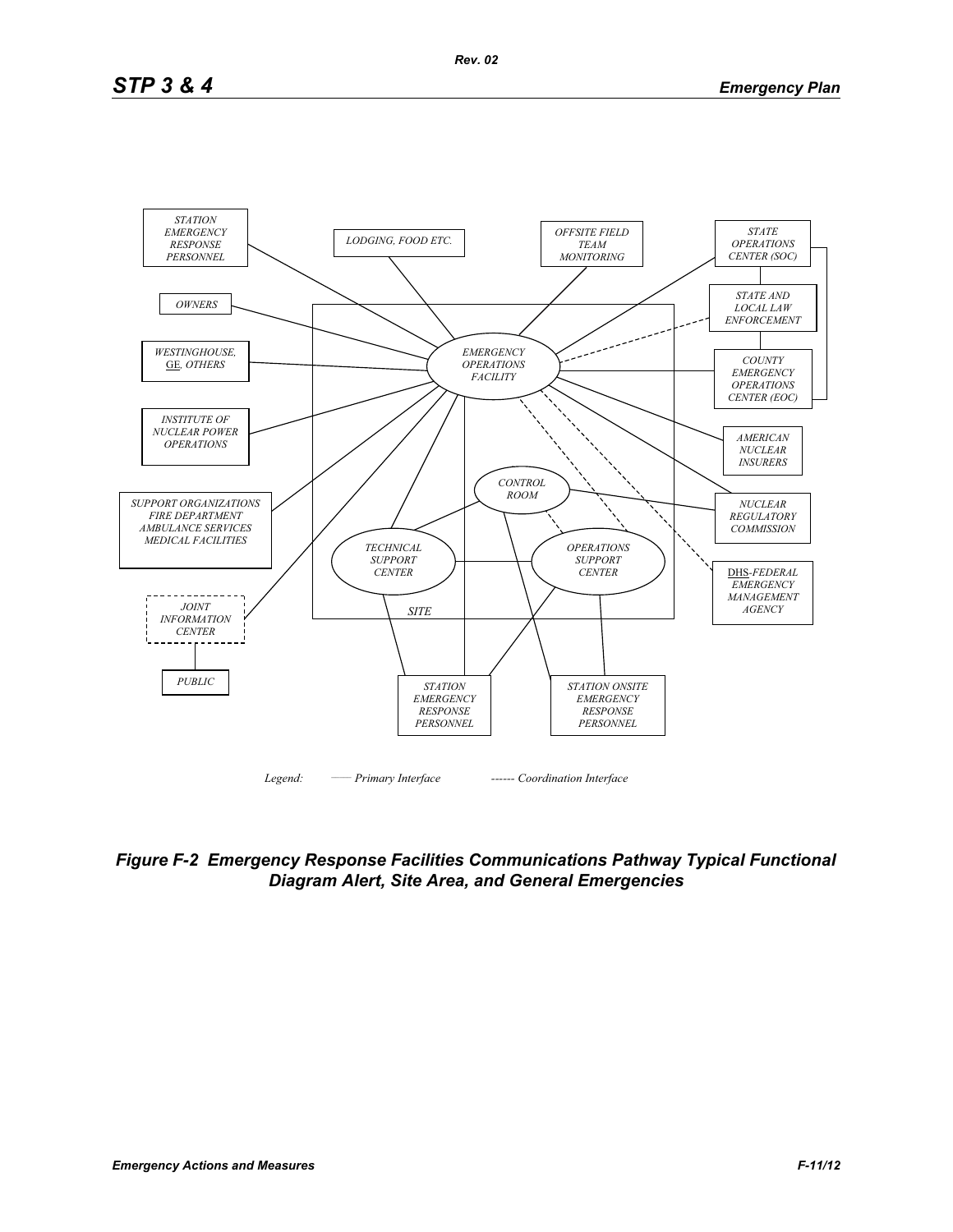STATION EMERGENCY RESPONSE PERSONNEL

LODGING, FOOD ETC.

OFFSITE FIELD TEAM MONITORING

STATE OPERATIONS CENTER (SOC)

OWNERS

STATE AND LOCAL LAW ENFORCEMENT

WESTINGHOUSE, GE, OTHERS

EMERGENCY OPERATIONS FACILITY

COUNTY EMERGENCY OPERATIONS CENTER (EOC)

INSTITUTE OF NUCLEAR POWER OPERATIONS

AMERICAN NUCLEAR INSURERS

CONTROL ROOM

SUPPORT ORGANIZATIONS FIRE DEPARTMENT AMBULANCE SERVICES MEDICAL FACILITIES

NUCLEAR REGULATORY COMMISSION

TECHNICAL SUPPORT CENTER

OPERATIONS SUPPORT CENTER

DHS-FEDERAL EMERGENCY MANAGEMENT AGENCY

JOINT INFORMATION CENTER

SITE

PUBLIC

STATION EMERGENCY RESPONSE PERSONNEL

STATION ONSITE EMERGENCY RESPONSE PERSONNEL

Legend: —— Primary Interface ------ Coordination Interface

***Figure F-2 Emergency Response Facilities Communications Pathway Typical Functional Diagram Alert, Site Area, and General Emergencies***